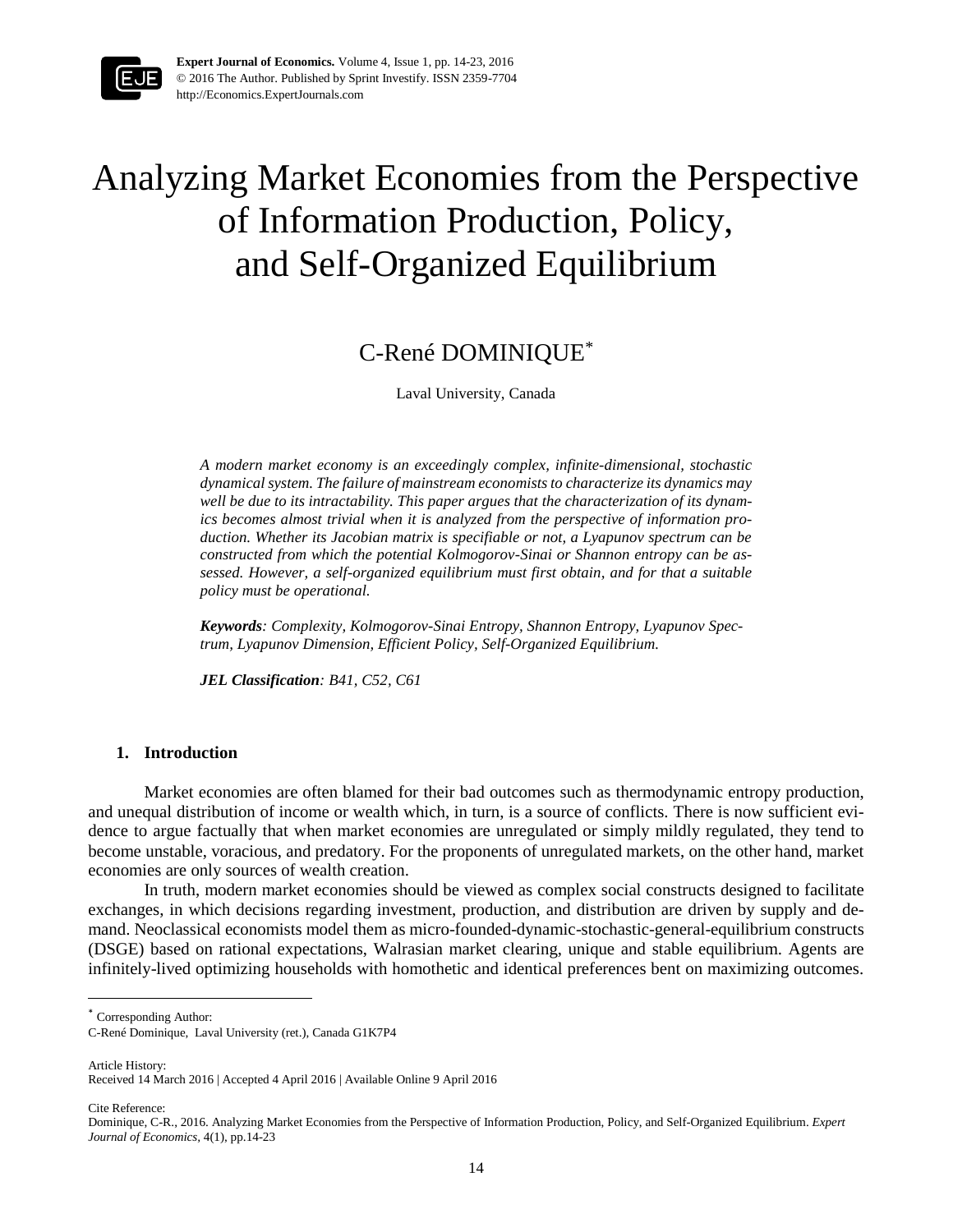# Analyzing Market Economies from the Perspective of Information Production, Policy, and Self-Organized Equilibrium

C-René DOMINIQUE*

Laval University, Canada

*A modern market economy is an exceedingly complex, infinite-dimensional, stochastic dynamical system. The failure of mainstream economists to characterize its dynamics may well be due to its intractability. This paper argues that the characterization of its dynamics becomes almost trivial when it is analyzed from the perspective of information production. Whether its Jacobian matrix is specifiable or not, a Lyapunov spectrum can be constructed from which the potential Kolmogorov-Sinai or Shannon entropy can be assessed. However, a self-organized equilibrium must first obtain, and for that a suitable policy must be operational.*

***Keywords**: Complexity, Kolmogorov-Sinai Entropy, Shannon Entropy, Lyapunov Spectrum, Lyapunov Dimension, Efficient Policy, Self-Organized Equilibrium.*

***JEL Classification**: B41, C52, C61*

## 1. Introduction

Market economies are often blamed for their bad outcomes such as thermodynamic entropy production, and unequal distribution of income or wealth which, in turn, is a source of conflicts. There is now sufficient evidence to argue factually that when market economies are unregulated or simply mildly regulated, they tend to become unstable, voracious, and predatory. For the proponents of unregulated markets, on the other hand, market economies are only sources of wealth creation.

In truth, modern market economies should be viewed as complex social constructs designed to facilitate exchanges, in which decisions regarding investment, production, and distribution are driven by supply and demand. Neoclassical economists model them as micro-founded-dynamic-stochastic-general-equilibrium constructs (DSGE) based on rational expectations, Walrasian market clearing, unique and stable equilibrium. Agents are infinitely-lived optimizing households with homothetic and identical preferences bent on maximizing outcomes.

---

* Corresponding Author:
C-René Dominique, Laval University (ret.), Canada G1K7P4

Article History:
Received 14 March 2016 | Accepted 4 April 2016 | Available Online 9 April 2016

Cite Reference:
Dominique, C-R., 2016. Analyzing Market Economies from the Perspective of Information Production, Policy, and Self-Organized Equilibrium. *Expert Journal of Economics*, 4(1), pp.14-23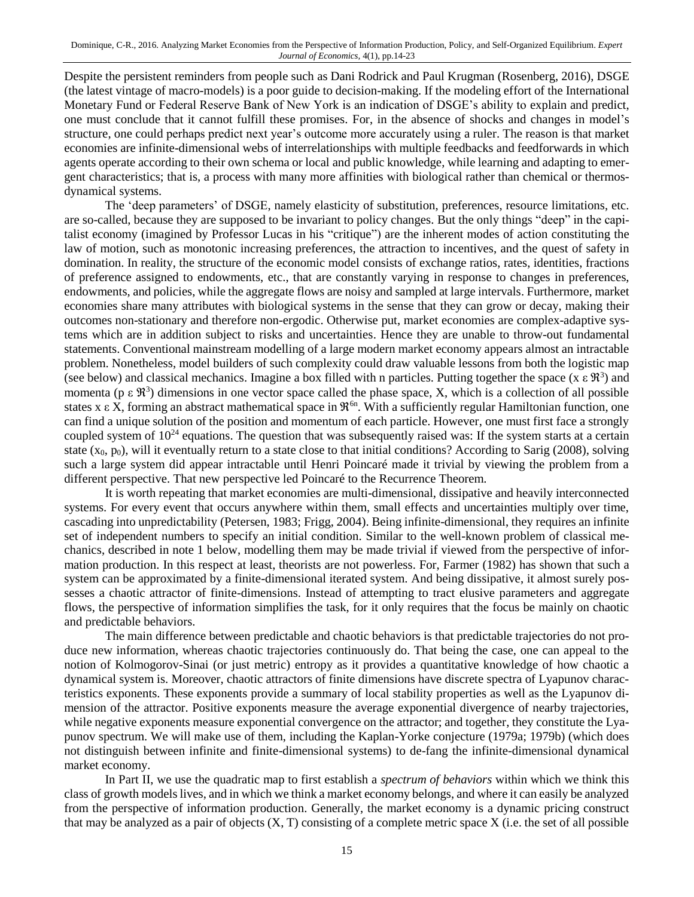Despite the persistent reminders from people such as Dani Rodrick and Paul Krugman (Rosenberg, 2016), DSGE (the latest vintage of macro-models) is a poor guide to decision-making. If the modeling effort of the International Monetary Fund or Federal Reserve Bank of New York is an indication of DSGE's ability to explain and predict, one must conclude that it cannot fulfill these promises. For, in the absence of shocks and changes in model's structure, one could perhaps predict next year's outcome more accurately using a ruler. The reason is that market economies are infinite-dimensional webs of interrelationships with multiple feedbacks and feedforwards in which agents operate according to their own schema or local and public knowledge, while learning and adapting to emergent characteristics; that is, a process with many more affinities with biological rather than chemical or thermos-dynamical systems.

The 'deep parameters' of DSGE, namely elasticity of substitution, preferences, resource limitations, etc. are so-called, because they are supposed to be invariant to policy changes. But the only things "deep" in the capitalist economy (imagined by Professor Lucas in his "critique") are the inherent modes of action constituting the law of motion, such as monotonic increasing preferences, the attraction to incentives, and the quest of safety in domination. In reality, the structure of the economic model consists of exchange ratios, rates, identities, fractions of preference assigned to endowments, etc., that are constantly varying in response to changes in preferences, endowments, and policies, while the aggregate flows are noisy and sampled at large intervals. Furthermore, market economies share many attributes with biological systems in the sense that they can grow or decay, making their outcomes non-stationary and therefore non-ergodic. Otherwise put, market economies are complex-adaptive systems which are in addition subject to risks and uncertainties. Hence they are unable to throw-out fundamental statements. Conventional mainstream modelling of a large modern market economy appears almost an intractable problem. Nonetheless, model builders of such complexity could draw valuable lessons from both the logistic map (see below) and classical mechanics. Imagine a box filled with n particles. Putting together the space ($x \in \Re^3$) and momenta ($p \in \Re^3$) dimensions in one vector space called the phase space, X, which is a collection of all possible states $x \in X$, forming an abstract mathematical space in $\Re^{6n}$. With a sufficiently regular Hamiltonian function, one can find a unique solution of the position and momentum of each particle. However, one must first face a strongly coupled system of $10^{24}$ equations. The question that was subsequently raised was: If the system starts at a certain state ($x_0$, $p_0$), will it eventually return to a state close to that initial conditions? According to Sarig (2008), solving such a large system did appear intractable until Henri Poincaré made it trivial by viewing the problem from a different perspective. That new perspective led Poincaré to the Recurrence Theorem.

It is worth repeating that market economies are multi-dimensional, dissipative and heavily interconnected systems. For every event that occurs anywhere within them, small effects and uncertainties multiply over time, cascading into unpredictability (Petersen, 1983; Frigg, 2004). Being infinite-dimensional, they requires an infinite set of independent numbers to specify an initial condition. Similar to the well-known problem of classical mechanics, described in note 1 below, modelling them may be made trivial if viewed from the perspective of information production. In this respect at least, theorists are not powerless. For, Farmer (1982) has shown that such a system can be approximated by a finite-dimensional iterated system. And being dissipative, it almost surely possesses a chaotic attractor of finite-dimensions. Instead of attempting to tract elusive parameters and aggregate flows, the perspective of information simplifies the task, for it only requires that the focus be mainly on chaotic and predictable behaviors.

The main difference between predictable and chaotic behaviors is that predictable trajectories do not produce new information, whereas chaotic trajectories continuously do. That being the case, one can appeal to the notion of Kolmogorov-Sinai (or just metric) entropy as it provides a quantitative knowledge of how chaotic a dynamical system is. Moreover, chaotic attractors of finite dimensions have discrete spectra of Lyapunov characteristics exponents. These exponents provide a summary of local stability properties as well as the Lyapunov dimension of the attractor. Positive exponents measure the average exponential divergence of nearby trajectories, while negative exponents measure exponential convergence on the attractor; and together, they constitute the Lyapunov spectrum. We will make use of them, including the Kaplan-Yorke conjecture (1979a; 1979b) (which does not distinguish between infinite and finite-dimensional systems) to de-fang the infinite-dimensional dynamical market economy.

In Part II, we use the quadratic map to first establish a *spectrum of behaviors* within which we think this class of growth models lives, and in which we think a market economy belongs, and where it can easily be analyzed from the perspective of information production. Generally, the market economy is a dynamic pricing construct that may be analyzed as a pair of objects (X, T) consisting of a complete metric space X (i.e. the set of all possible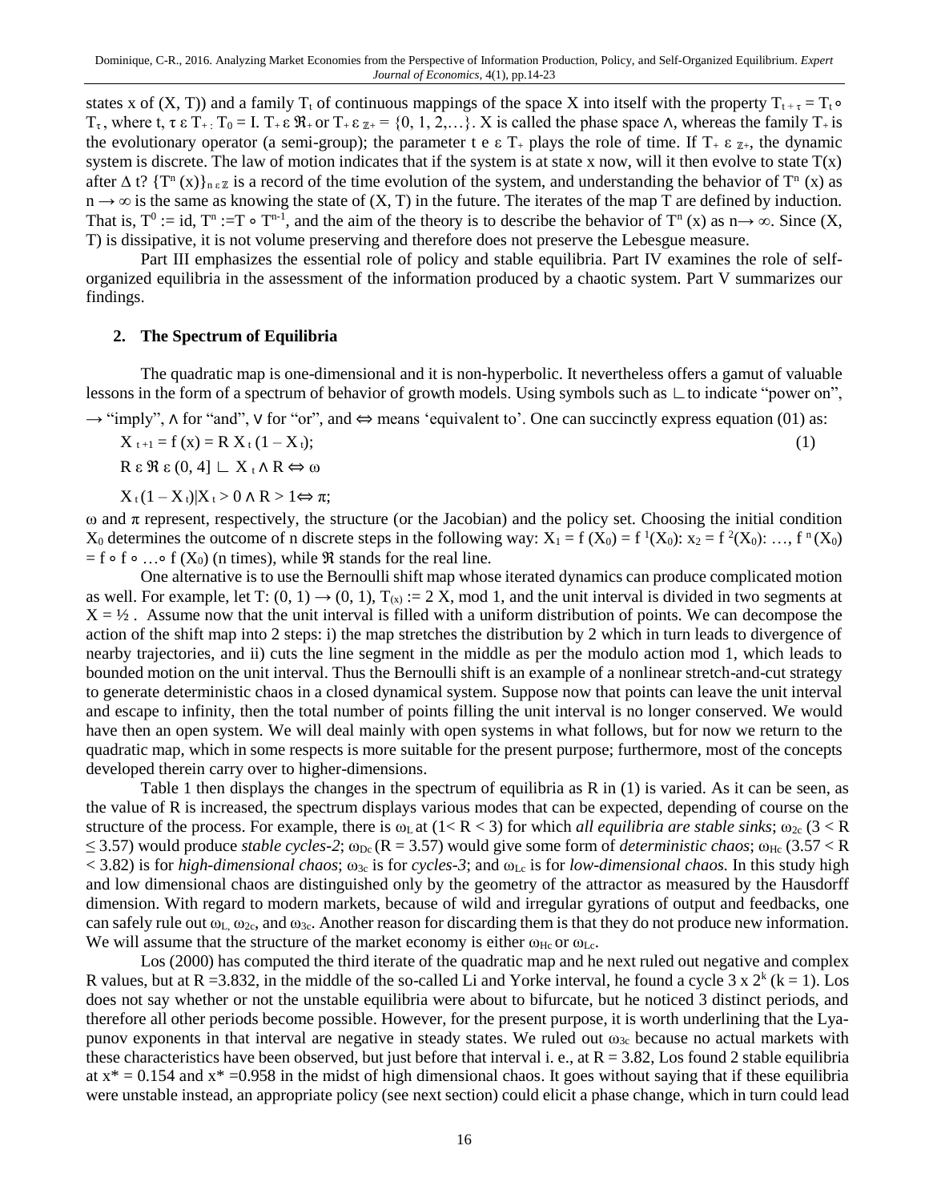states x of (X, T)) and a family $T_t$ of continuous mappings of the space X into itself with the property $T_{t+\tau} = T_t \circ T_\tau$, where t, $\tau \varepsilon T_+$; $T_0 = I$. $T_+ \varepsilon \mathfrak{R}_+$ or $T_+ \varepsilon_{\mathbb{Z}+} = \{0, 1, 2, \ldots\}$. X is called the phase space ∧, whereas the family $T_+$ is the evolutionary operator (a semi-group); the parameter t e ε $T_+$ plays the role of time. If $T_+ \varepsilon_{\mathbb{Z}+}$, the dynamic system is discrete. The law of motion indicates that if the system is at state x now, will it then evolve to state T(x) after Δ t? $\{T^n(x)\}_{n \varepsilon \mathbb{Z}}$ is a record of the time evolution of the system, and understanding the behavior of $T^n(x)$ as $n \to \infty$ is the same as knowing the state of (X, T) in the future. The iterates of the map T are defined by induction. That is, $T^0 := \text{id}$, $T^n := T \circ T^{n-1}$, and the aim of the theory is to describe the behavior of $T^n(x)$ as $n \to \infty$. Since (X, T) is dissipative, it is not volume preserving and therefore does not preserve the Lebesgue measure.

Part III emphasizes the essential role of policy and stable equilibria. Part IV examines the role of self-organized equilibria in the assessment of the information produced by a chaotic system. Part V summarizes our findings.

## 2. The Spectrum of Equilibria

The quadratic map is one-dimensional and it is non-hyperbolic. It nevertheless offers a gamut of valuable lessons in the form of a spectrum of behavior of growth models. Using symbols such as ∟ to indicate "power on", → "imply", ∧ for "and", ∨ for "or", and ⇔ means 'equivalent to'. One can succinctly express equation (01) as:

$$X_{t+1} = f(x) = R\, X_t (1 - X_t); \qquad (1)$$

$$R\ \varepsilon\ \mathfrak{R}\ \varepsilon\ (0, 4]\ ∟\ X_t \wedge R \Leftrightarrow \omega$$

$$X_t(1 - X_t) | X_t > 0 \wedge R > 1 \Leftrightarrow \pi;$$

ω and π represent, respectively, the structure (or the Jacobian) and the policy set. Choosing the initial condition $X_0$ determines the outcome of n discrete steps in the following way: $X_1 = f(X_0) = f^1(X_0)$: $x_2 = f^2(X_0)$: …, $f^n(X_0) = f \circ f \circ \ldots \circ f(X_0)$ (n times), while $\mathfrak{R}$ stands for the real line.

One alternative is to use the Bernoulli shift map whose iterated dynamics can produce complicated motion as well. For example, let T: (0, 1) → (0, 1), $T_{(x)} := 2X$, mod 1, and the unit interval is divided in two segments at $X = \frac{1}{2}$. Assume now that the unit interval is filled with a uniform distribution of points. We can decompose the action of the shift map into 2 steps: i) the map stretches the distribution by 2 which in turn leads to divergence of nearby trajectories, and ii) cuts the line segment in the middle as per the modulo action mod 1, which leads to bounded motion on the unit interval. Thus the Bernoulli shift is an example of a nonlinear stretch-and-cut strategy to generate deterministic chaos in a closed dynamical system. Suppose now that points can leave the unit interval and escape to infinity, then the total number of points filling the unit interval is no longer conserved. We would have then an open system. We will deal mainly with open systems in what follows, but for now we return to the quadratic map, which in some respects is more suitable for the present purpose; furthermore, most of the concepts developed therein carry over to higher-dimensions.

Table 1 then displays the changes in the spectrum of equilibria as R in (1) is varied. As it can be seen, as the value of R is increased, the spectrum displays various modes that can be expected, depending of course on the structure of the process. For example, there is $\omega_L$ at (1< R < 3) for which *all equilibria are stable sinks*; $\omega_{2c}$ (3 < R ≤ 3.57) would produce *stable cycles-2*; $\omega_{Dc}$ (R = 3.57) would give some form of *deterministic chaos*; $\omega_{Hc}$ (3.57 < R < 3.82) is for *high-dimensional chaos*; $\omega_{3c}$ is for *cycles-3*; and $\omega_{Lc}$ is for *low-dimensional chaos.* In this study high and low dimensional chaos are distinguished only by the geometry of the attractor as measured by the Hausdorff dimension. With regard to modern markets, because of wild and irregular gyrations of output and feedbacks, one can safely rule out $\omega_L$, $\omega_{2c}$, and $\omega_{3c}$. Another reason for discarding them is that they do not produce new information. We will assume that the structure of the market economy is either $\omega_{Hc}$ or $\omega_{Lc}$.

Los (2000) has computed the third iterate of the quadratic map and he next ruled out negative and complex R values, but at R =3.832, in the middle of the so-called Li and Yorke interval, he found a cycle 3 x $2^k$ (k = 1). Los does not say whether or not the unstable equilibria were about to bifurcate, but he noticed 3 distinct periods, and therefore all other periods become possible. However, for the present purpose, it is worth underlining that the Lyapunov exponents in that interval are negative in steady states. We ruled out $\omega_{3c}$ because no actual markets with these characteristics have been observed, but just before that interval i. e., at R = 3.82, Los found 2 stable equilibria at x* = 0.154 and x* =0.958 in the midst of high dimensional chaos. It goes without saying that if these equilibria were unstable instead, an appropriate policy (see next section) could elicit a phase change, which in turn could lead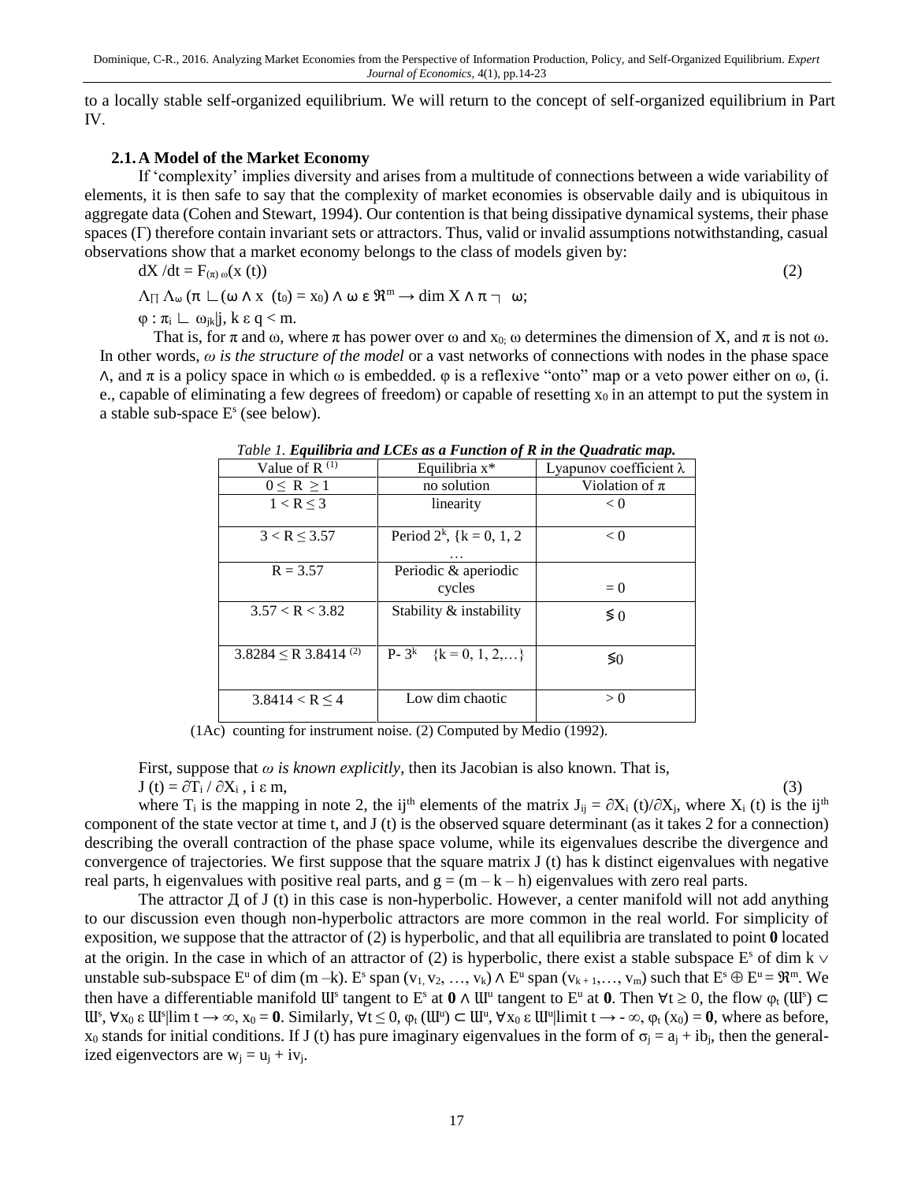to a locally stable self-organized equilibrium. We will return to the concept of self-organized equilibrium in Part IV.

### 2.1. A Model of the Market Economy

If 'complexity' implies diversity and arises from a multitude of connections between a wide variability of elements, it is then safe to say that the complexity of market economies is observable daily and is ubiquitous in aggregate data (Cohen and Stewart, 1994). Our contention is that being dissipative dynamical systems, their phase spaces (Γ) therefore contain invariant sets or attractors. Thus, valid or invalid assumptions notwithstanding, casual observations show that a market economy belongs to the class of models given by:

$$dX/dt = F_{(\pi)\,\omega}(x\,(t)) \tag{2}$$

$\Lambda_{\Pi}\ \Lambda_{\omega}\ (\pi \llcorner (\omega \wedge x\ (t_0) = x_0) \wedge \omega\ \varepsilon\ \Re^m \rightarrow \dim X \wedge \pi \neg\ \omega;$

$\varphi : \pi_i \llcorner\ \omega_{jk}|j,\ k\ \varepsilon\ q < m.$

That is, for π and ω, where π has power over ω and $x_0$; ω determines the dimension of X, and π is not ω. In other words, *ω is the structure of the model* or a vast networks of connections with nodes in the phase space ∧, and π is a policy space in which ω is embedded. φ is a reflexive "onto" map or a veto power either on ω, (i. e., capable of eliminating a few degrees of freedom) or capable of resetting $x_0$ in an attempt to put the system in a stable sub-space $E^s$ (see below).

*Table 1. **Equilibria and LCEs as a Function of R in the Quadratic map.***

| Value of R (1) | Equilibria x* | Lyapunov coefficient λ |
|---|---|---|
| $0 \leq R \geq 1$ | no solution | Violation of π |
| $1 < R \leq 3$ | linearity | $< 0$ |
| $3 < R \leq 3.57$ | Period $2^k$, {k = 0, 1, 2 … | $< 0$ |
| $R = 3.57$ | Periodic & aperiodic cycles | $= 0$ |
| $3.57 < R < 3.82$ | Stability & instability | $\lesseqgtr 0$ |
| $3.8284 \leq R\ 3.8414$ (2) | P- $3^k$ {k = 0, 1, 2,…} | $\lesseqgtr 0$ |
| $3.8414 < R \leq 4$ | Low dim chaotic | $> 0$ |

(1Ac) counting for instrument noise. (2) Computed by Medio (1992).

First, suppose that *ω is known explicitly*, then its Jacobian is also known. That is,

$$J\,(t) = \partial T_i / \partial X_i\ ,\ i\ \varepsilon\ m, \tag{3}$$

where $T_i$ is the mapping in note 2, the ij[th] elements of the matrix $J_{ij} = \partial X_i\,(t)/\partial X_j$, where $X_i\,(t)$ is the ij[th] component of the state vector at time t, and J (t) is the observed square determinant (as it takes 2 for a connection) describing the overall contraction of the phase space volume, while its eigenvalues describe the divergence and convergence of trajectories. We first suppose that the square matrix J (t) has k distinct eigenvalues with negative real parts, h eigenvalues with positive real parts, and $g = (m - k - h)$ eigenvalues with zero real parts.

The attractor Д of J (t) in this case is non-hyperbolic. However, a center manifold will not add anything to our discussion even though non-hyperbolic attractors are more common in the real world. For simplicity of exposition, we suppose that the attractor of (2) is hyperbolic, and that all equilibria are translated to point **0** located at the origin. In the case in which of an attractor of (2) is hyperbolic, there exist a stable subspace $E^s$ of dim k ∨ unstable sub-subspace $E^u$ of dim (m –k). $E^s$ span $(v_1, v_2, \ldots, v_k) \wedge E^u$ span $(v_{k+1}, \ldots, v_m)$ such that $E^s \oplus E^u = \Re^m$. We then have a differentiable manifold $Ш^s$ tangent to $E^s$ at **0** ∧ $Ш^u$ tangent to $E^u$ at **0**. Then $\forall t \geq 0$, the flow $\varphi_t\,(Ш^s) \subset Ш^s,\ \forall x_0\ \varepsilon\ Ш^s|\lim t \rightarrow \infty,\ x_0 = \mathbf{0}$. Similarly, $\forall t \leq 0,\ \varphi_t\,(Ш^u) \subset Ш^u,\ \forall x_0\ \varepsilon\ Ш^u|\text{limit } t \rightarrow -\infty,\ \varphi_t\,(x_0) = \mathbf{0}$, where as before, $x_0$ stands for initial conditions. If J (t) has pure imaginary eigenvalues in the form of $\sigma_j = a_j + ib_j$, then the generalized eigenvectors are $w_j = u_j + iv_j$.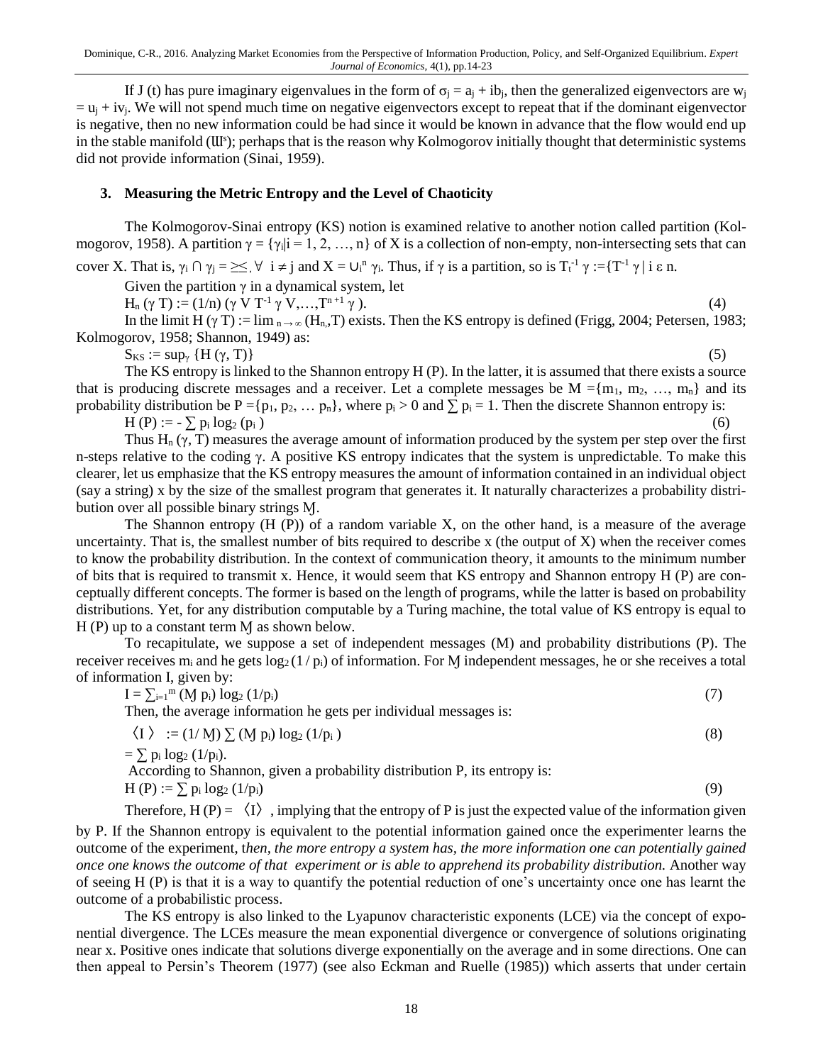If J (t) has pure imaginary eigenvalues in the form of $\sigma_j = a_j + ib_j$, then the generalized eigenvectors are $w_j = u_j + iv_j$. We will not spend much time on negative eigenvectors except to repeat that if the dominant eigenvector is negative, then no new information could be had since it would be known in advance that the flow would end up in the stable manifold ($Ш^s$); perhaps that is the reason why Kolmogorov initially thought that deterministic systems did not provide information (Sinai, 1959).

### 3. Measuring the Metric Entropy and the Level of Chaoticity

The Kolmogorov-Sinai entropy (KS) notion is examined relative to another notion called partition (Kolmogorov, 1958). A partition $\gamma = \{\gamma_i | i = 1, 2, \ldots, n\}$ of X is a collection of non-empty, non-intersecting sets that can cover X. That is, $\gamma_i \cap \gamma_j = \geq\leq, \forall\ i \neq j$ and $X = \cup_i^n \gamma_i$. Thus, if $\gamma$ is a partition, so is $T_t^{-1}\gamma := \{T^{-1}\gamma \mid i\ \varepsilon\ n$.

Given the partition $\gamma$ in a dynamical system, let

$$H_n(\gamma\, T) := (1/n)\,(\gamma \vee T^{-1}\gamma \vee, \ldots, T^{n+1}\gamma). \tag{4}$$

In the limit $H(\gamma\, T) := \lim_{n\to\infty}(H_n, T)$ exists. Then the KS entropy is defined (Frigg, 2004; Petersen, 1983; Kolmogorov, 1958; Shannon, 1949) as:

$$S_{KS} := \sup_\gamma \{H(\gamma, T)\} \tag{5}$$

The KS entropy is linked to the Shannon entropy H (P). In the latter, it is assumed that there exists a source that is producing discrete messages and a receiver. Let a complete messages be $M = \{m_1, m_2, \ldots, m_n\}$ and its probability distribution be $P = \{p_1, p_2, \ldots p_n\}$, where $p_i > 0$ and $\sum p_i = 1$. Then the discrete Shannon entropy is:

$$H(P) := -\sum p_i \log_2(p_i) \tag{6}$$

Thus $H_n(\gamma, T)$ measures the average amount of information produced by the system per step over the first n-steps relative to the coding $\gamma$. A positive KS entropy indicates that the system is unpredictable. To make this clearer, let us emphasize that the KS entropy measures the amount of information contained in an individual object (say a string) x by the size of the smallest program that generates it. It naturally characterizes a probability distribution over all possible binary strings Ɱ.

The Shannon entropy (H (P)) of a random variable X, on the other hand, is a measure of the average uncertainty. That is, the smallest number of bits required to describe x (the output of X) when the receiver comes to know the probability distribution. In the context of communication theory, it amounts to the minimum number of bits that is required to transmit x. Hence, it would seem that KS entropy and Shannon entropy H (P) are conceptually different concepts. The former is based on the length of programs, while the latter is based on probability distributions. Yet, for any distribution computable by a Turing machine, the total value of KS entropy is equal to H (P) up to a constant term Ɱ as shown below.

To recapitulate, we suppose a set of independent messages (M) and probability distributions (P). The receiver receives $m_i$ and he gets $\log_2(1/p_i)$ of information. For Ɱ independent messages, he or she receives a total of information I, given by:

$$I = \sum_{i=1}^{m} (Ɱ\, p_i) \log_2(1/p_i) \tag{7}$$

Then, the average information he gets per individual messages is:

$$\langle I \rangle := (1/Ɱ) \sum (Ɱ\, p_i) \log_2(1/p_i) \tag{8}$$

$= \sum p_i \log_2(1/p_i)$.

According to Shannon, given a probability distribution P, its entropy is:

$$H(P) := \sum p_i \log_2(1/p_i) \tag{9}$$

Therefore, $H(P) = \langle I \rangle$, implying that the entropy of P is just the expected value of the information given by P. If the Shannon entropy is equivalent to the potential information gained once the experimenter learns the outcome of the experiment, t*hen, the more entropy a system has, the more information one can potentially gained once one knows the outcome of that experiment or is able to apprehend its probability distribution.* Another way of seeing H (P) is that it is a way to quantify the potential reduction of one's uncertainty once one has learnt the outcome of a probabilistic process.

The KS entropy is also linked to the Lyapunov characteristic exponents (LCE) via the concept of exponential divergence. The LCEs measure the mean exponential divergence or convergence of solutions originating near x. Positive ones indicate that solutions diverge exponentially on the average and in some directions. One can then appeal to Persin's Theorem (1977) (see also Eckman and Ruelle (1985)) which asserts that under certain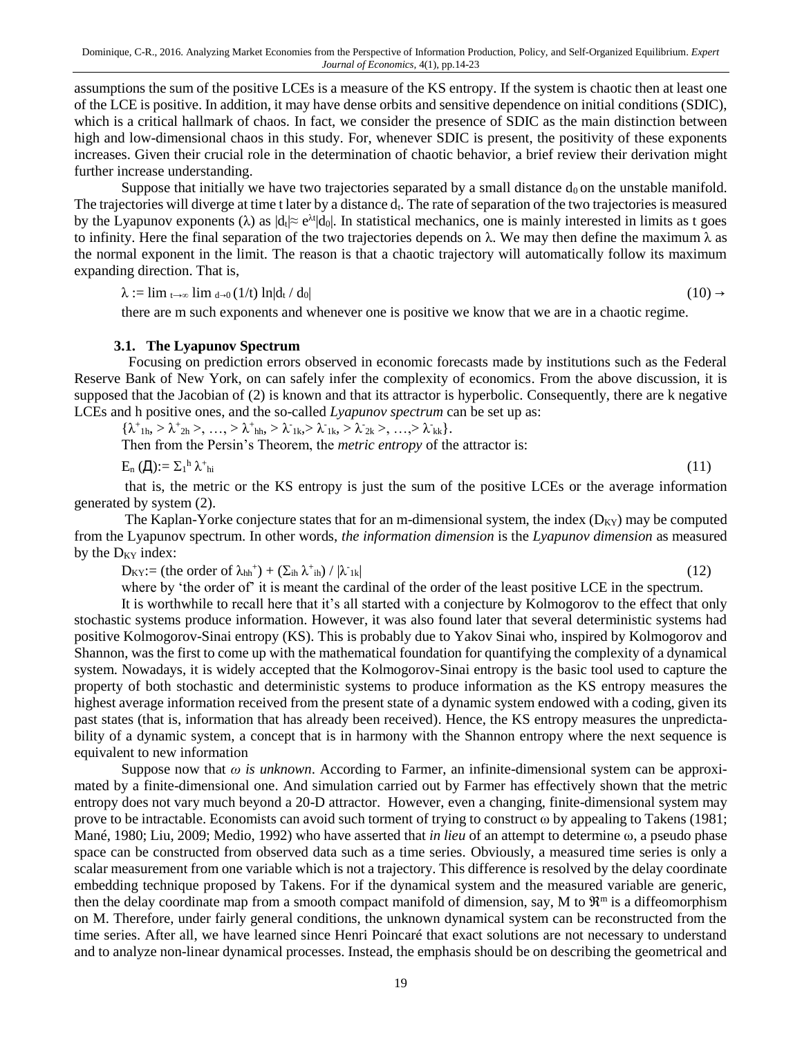assumptions the sum of the positive LCEs is a measure of the KS entropy. If the system is chaotic then at least one of the LCE is positive. In addition, it may have dense orbits and sensitive dependence on initial conditions (SDIC), which is a critical hallmark of chaos. In fact, we consider the presence of SDIC as the main distinction between high and low-dimensional chaos in this study. For, whenever SDIC is present, the positivity of these exponents increases. Given their crucial role in the determination of chaotic behavior, a brief review their derivation might further increase understanding.

Suppose that initially we have two trajectories separated by a small distance $d_0$ on the unstable manifold. The trajectories will diverge at time t later by a distance $d_t$. The rate of separation of the two trajectories is measured by the Lyapunov exponents ($\lambda$) as $|d_t| \approx e^{\lambda t}|d_0|$. In statistical mechanics, one is mainly interested in limits as t goes to infinity. Here the final separation of the two trajectories depends on $\lambda$. We may then define the maximum $\lambda$ as the normal exponent in the limit. The reason is that a chaotic trajectory will automatically follow its maximum expanding direction. That is,

$$\lambda := \lim_{t \to \infty} \lim_{d \to 0} (1/t) \ln|d_t / d_0| \qquad (10) \rightarrow$$

there are m such exponents and whenever one is positive we know that we are in a chaotic regime.

### 3.1. The Lyapunov Spectrum

Focusing on prediction errors observed in economic forecasts made by institutions such as the Federal Reserve Bank of New York, on can safely infer the complexity of economics. From the above discussion, it is supposed that the Jacobian of (2) is known and that its attractor is hyperbolic. Consequently, there are k negative LCEs and h positive ones, and the so-called *Lyapunov spectrum* can be set up as:

$\{\lambda^{+}_{1h}, > \lambda^{+}_{2h} >, \ldots, > \lambda^{+}_{hh}, > \lambda^{-}_{1k}, > \lambda^{-}_{1k}, > \lambda^{-}_{2k} >, \ldots, > \lambda^{-}_{kk}\}$.

Then from the Persin's Theorem, the *metric entropy* of the attractor is:

$$E_n(Д) := \Sigma_1^{h} \lambda^{+}_{hi} \qquad (11)$$

that is, the metric or the KS entropy is just the sum of the positive LCEs or the average information generated by system (2).

The Kaplan-Yorke conjecture states that for an m-dimensional system, the index ($D_{KY}$) may be computed from the Lyapunov spectrum. In other words, *the information dimension* is the *Lyapunov dimension* as measured by the $D_{KY}$ index:

$$D_{KY} := (\text{the order of } \lambda_{hh}^{+}) + (\Sigma_{ih} \lambda^{+}_{ih}) / |\lambda^{-}_{1k}| \qquad (12)$$

where by 'the order of' it is meant the cardinal of the order of the least positive LCE in the spectrum.

It is worthwhile to recall here that it's all started with a conjecture by Kolmogorov to the effect that only stochastic systems produce information. However, it was also found later that several deterministic systems had positive Kolmogorov-Sinai entropy (KS). This is probably due to Yakov Sinai who, inspired by Kolmogorov and Shannon, was the first to come up with the mathematical foundation for quantifying the complexity of a dynamical system. Nowadays, it is widely accepted that the Kolmogorov-Sinai entropy is the basic tool used to capture the property of both stochastic and deterministic systems to produce information as the KS entropy measures the highest average information received from the present state of a dynamic system endowed with a coding, given its past states (that is, information that has already been received). Hence, the KS entropy measures the unpredictability of a dynamic system, a concept that is in harmony with the Shannon entropy where the next sequence is equivalent to new information

Suppose now that *ω is unknown*. According to Farmer, an infinite-dimensional system can be approximated by a finite-dimensional one. And simulation carried out by Farmer has effectively shown that the metric entropy does not vary much beyond a 20-D attractor. However, even a changing, finite-dimensional system may prove to be intractable. Economists can avoid such torment of trying to construct ω by appealing to Takens (1981; Mané, 1980; Liu, 2009; Medio, 1992) who have asserted that *in lieu* of an attempt to determine ω, a pseudo phase space can be constructed from observed data such as a time series. Obviously, a measured time series is only a scalar measurement from one variable which is not a trajectory. This difference is resolved by the delay coordinate embedding technique proposed by Takens. For if the dynamical system and the measured variable are generic, then the delay coordinate map from a smooth compact manifold of dimension, say, M to $\mathfrak{R}^m$ is a diffeomorphism on M. Therefore, under fairly general conditions, the unknown dynamical system can be reconstructed from the time series. After all, we have learned since Henri Poincaré that exact solutions are not necessary to understand and to analyze non-linear dynamical processes. Instead, the emphasis should be on describing the geometrical and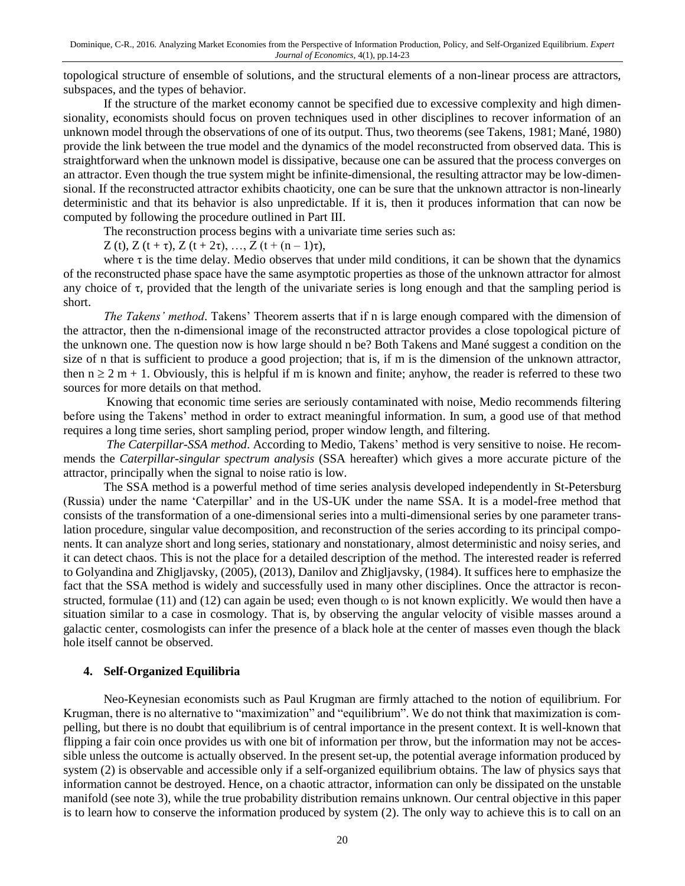topological structure of ensemble of solutions, and the structural elements of a non-linear process are attractors, subspaces, and the types of behavior.

If the structure of the market economy cannot be specified due to excessive complexity and high dimensionality, economists should focus on proven techniques used in other disciplines to recover information of an unknown model through the observations of one of its output. Thus, two theorems (see Takens, 1981; Mané, 1980) provide the link between the true model and the dynamics of the model reconstructed from observed data. This is straightforward when the unknown model is dissipative, because one can be assured that the process converges on an attractor. Even though the true system might be infinite-dimensional, the resulting attractor may be low-dimensional. If the reconstructed attractor exhibits chaoticity, one can be sure that the unknown attractor is non-linearly deterministic and that its behavior is also unpredictable. If it is, then it produces information that can now be computed by following the procedure outlined in Part III.

The reconstruction process begins with a univariate time series such as:

$Z(t), Z(t + \tau), Z(t + 2\tau), \ldots, Z(t + (n - 1)\tau)$,

where $\tau$ is the time delay. Medio observes that under mild conditions, it can be shown that the dynamics of the reconstructed phase space have the same asymptotic properties as those of the unknown attractor for almost any choice of $\tau$, provided that the length of the univariate series is long enough and that the sampling period is short.

*The Takens' method*. Takens' Theorem asserts that if n is large enough compared with the dimension of the attractor, then the n-dimensional image of the reconstructed attractor provides a close topological picture of the unknown one. The question now is how large should n be? Both Takens and Mané suggest a condition on the size of n that is sufficient to produce a good projection; that is, if m is the dimension of the unknown attractor, then $n \geq 2m + 1$. Obviously, this is helpful if m is known and finite; anyhow, the reader is referred to these two sources for more details on that method.

Knowing that economic time series are seriously contaminated with noise, Medio recommends filtering before using the Takens' method in order to extract meaningful information. In sum, a good use of that method requires a long time series, short sampling period, proper window length, and filtering.

*The Caterpillar-SSA method*. According to Medio, Takens' method is very sensitive to noise. He recommends the *Caterpillar-singular spectrum analysis* (SSA hereafter) which gives a more accurate picture of the attractor, principally when the signal to noise ratio is low.

The SSA method is a powerful method of time series analysis developed independently in St-Petersburg (Russia) under the name 'Caterpillar' and in the US-UK under the name SSA. It is a model-free method that consists of the transformation of a one-dimensional series into a multi-dimensional series by one parameter translation procedure, singular value decomposition, and reconstruction of the series according to its principal components. It can analyze short and long series, stationary and nonstationary, almost deterministic and noisy series, and it can detect chaos. This is not the place for a detailed description of the method. The interested reader is referred to Golyandina and Zhigljavsky, (2005), (2013), Danilov and Zhigljavsky, (1984). It suffices here to emphasize the fact that the SSA method is widely and successfully used in many other disciplines. Once the attractor is reconstructed, formulae (11) and (12) can again be used; even though $\omega$ is not known explicitly. We would then have a situation similar to a case in cosmology. That is, by observing the angular velocity of visible masses around a galactic center, cosmologists can infer the presence of a black hole at the center of masses even though the black hole itself cannot be observed.

## 4. Self-Organized Equilibria

Neo-Keynesian economists such as Paul Krugman are firmly attached to the notion of equilibrium. For Krugman, there is no alternative to "maximization" and "equilibrium". We do not think that maximization is compelling, but there is no doubt that equilibrium is of central importance in the present context. It is well-known that flipping a fair coin once provides us with one bit of information per throw, but the information may not be accessible unless the outcome is actually observed. In the present set-up, the potential average information produced by system (2) is observable and accessible only if a self-organized equilibrium obtains. The law of physics says that information cannot be destroyed. Hence, on a chaotic attractor, information can only be dissipated on the unstable manifold (see note 3), while the true probability distribution remains unknown. Our central objective in this paper is to learn how to conserve the information produced by system (2). The only way to achieve this is to call on an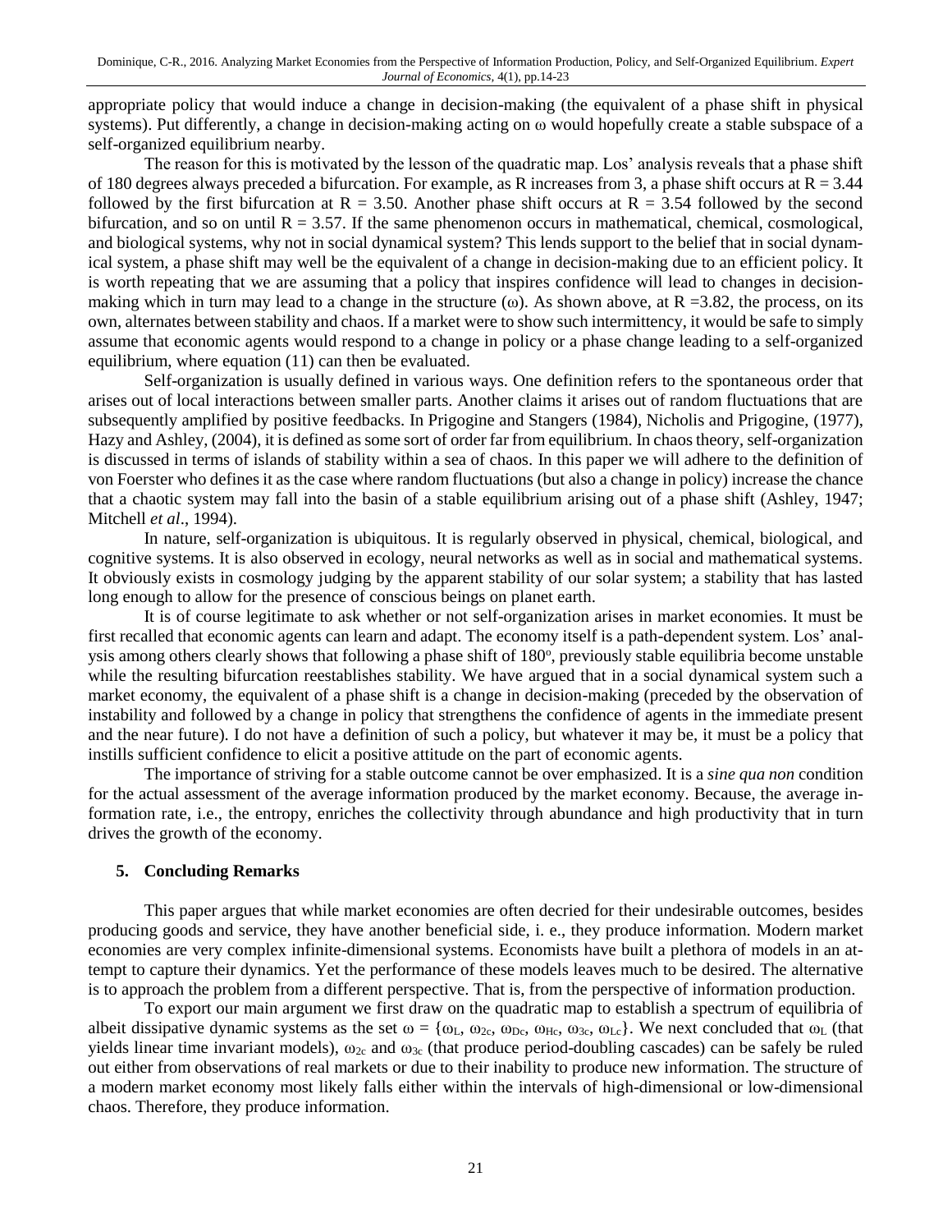appropriate policy that would induce a change in decision-making (the equivalent of a phase shift in physical systems). Put differently, a change in decision-making acting on $\omega$ would hopefully create a stable subspace of a self-organized equilibrium nearby.

The reason for this is motivated by the lesson of the quadratic map. Los' analysis reveals that a phase shift of 180 degrees always preceded a bifurcation. For example, as R increases from 3, a phase shift occurs at $R = 3.44$ followed by the first bifurcation at $R = 3.50$. Another phase shift occurs at $R = 3.54$ followed by the second bifurcation, and so on until $R = 3.57$. If the same phenomenon occurs in mathematical, chemical, cosmological, and biological systems, why not in social dynamical system? This lends support to the belief that in social dynamical system, a phase shift may well be the equivalent of a change in decision-making due to an efficient policy. It is worth repeating that we are assuming that a policy that inspires confidence will lead to changes in decision-making which in turn may lead to a change in the structure ($\omega$). As shown above, at $R = 3.82$, the process, on its own, alternates between stability and chaos. If a market were to show such intermittency, it would be safe to simply assume that economic agents would respond to a change in policy or a phase change leading to a self-organized equilibrium, where equation (11) can then be evaluated.

Self-organization is usually defined in various ways. One definition refers to the spontaneous order that arises out of local interactions between smaller parts. Another claims it arises out of random fluctuations that are subsequently amplified by positive feedbacks. In Prigogine and Stangers (1984), Nicholis and Prigogine, (1977), Hazy and Ashley, (2004), it is defined as some sort of order far from equilibrium. In chaos theory, self-organization is discussed in terms of islands of stability within a sea of chaos. In this paper we will adhere to the definition of von Foerster who defines it as the case where random fluctuations (but also a change in policy) increase the chance that a chaotic system may fall into the basin of a stable equilibrium arising out of a phase shift (Ashley, 1947; Mitchell *et al*., 1994).

In nature, self-organization is ubiquitous. It is regularly observed in physical, chemical, biological, and cognitive systems. It is also observed in ecology, neural networks as well as in social and mathematical systems. It obviously exists in cosmology judging by the apparent stability of our solar system; a stability that has lasted long enough to allow for the presence of conscious beings on planet earth.

It is of course legitimate to ask whether or not self-organization arises in market economies. It must be first recalled that economic agents can learn and adapt. The economy itself is a path-dependent system. Los' analysis among others clearly shows that following a phase shift of $180^o$, previously stable equilibria become unstable while the resulting bifurcation reestablishes stability. We have argued that in a social dynamical system such a market economy, the equivalent of a phase shift is a change in decision-making (preceded by the observation of instability and followed by a change in policy that strengthens the confidence of agents in the immediate present and the near future). I do not have a definition of such a policy, but whatever it may be, it must be a policy that instills sufficient confidence to elicit a positive attitude on the part of economic agents.

The importance of striving for a stable outcome cannot be over emphasized. It is a *sine qua non* condition for the actual assessment of the average information produced by the market economy. Because, the average information rate, i.e., the entropy, enriches the collectivity through abundance and high productivity that in turn drives the growth of the economy.

## 5. Concluding Remarks

This paper argues that while market economies are often decried for their undesirable outcomes, besides producing goods and service, they have another beneficial side, i. e., they produce information. Modern market economies are very complex infinite-dimensional systems. Economists have built a plethora of models in an attempt to capture their dynamics. Yet the performance of these models leaves much to be desired. The alternative is to approach the problem from a different perspective. That is, from the perspective of information production.

To export our main argument we first draw on the quadratic map to establish a spectrum of equilibria of albeit dissipative dynamic systems as the set $\omega = \{\omega_L, \omega_{2c}, \omega_{Dc}, \omega_{Hc}, \omega_{3c}, \omega_{Lc}\}$. We next concluded that $\omega_L$ (that yields linear time invariant models), $\omega_{2c}$ and $\omega_{3c}$ (that produce period-doubling cascades) can be safely be ruled out either from observations of real markets or due to their inability to produce new information. The structure of a modern market economy most likely falls either within the intervals of high-dimensional or low-dimensional chaos. Therefore, they produce information.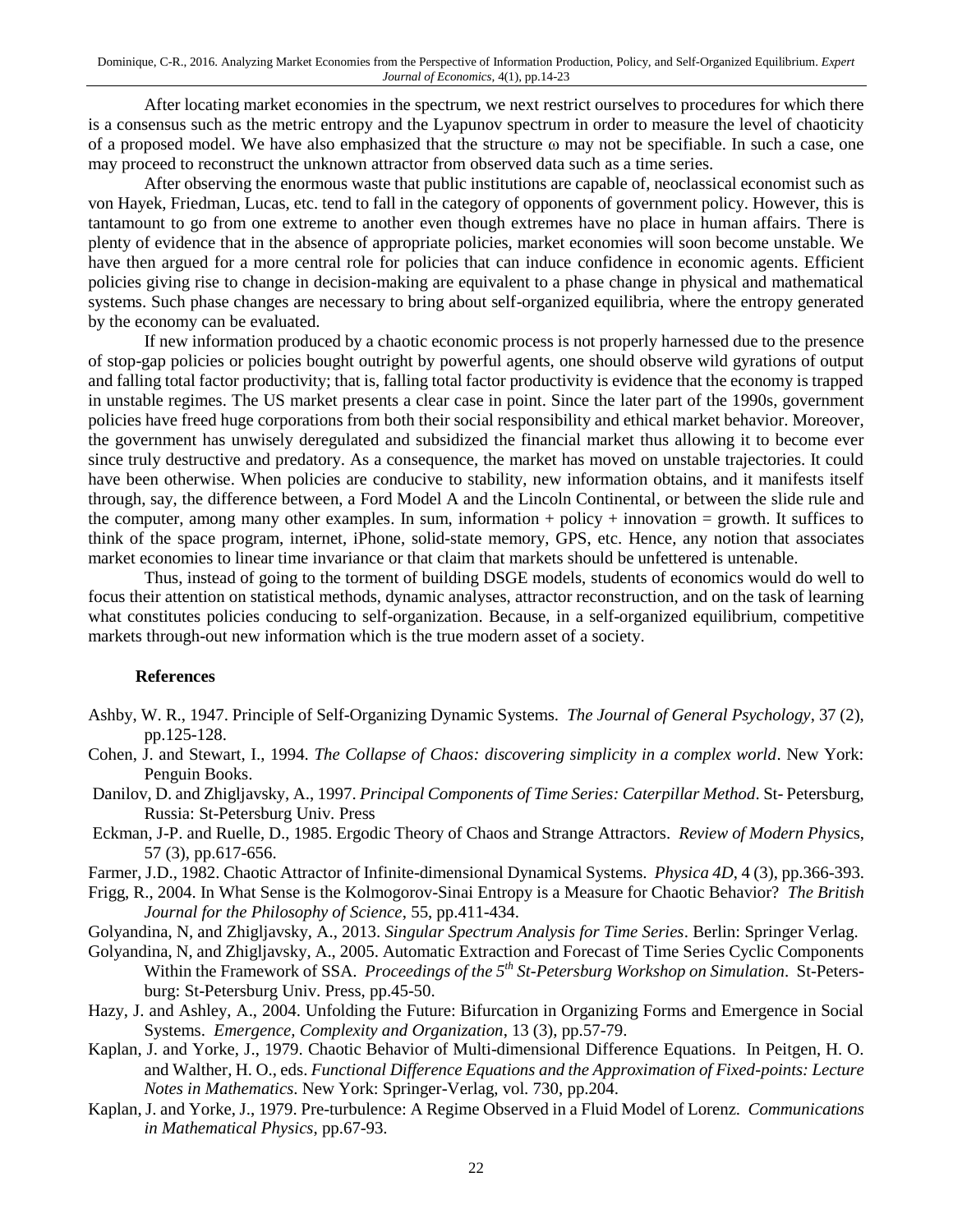After locating market economies in the spectrum, we next restrict ourselves to procedures for which there is a consensus such as the metric entropy and the Lyapunov spectrum in order to measure the level of chaoticity of a proposed model. We have also emphasized that the structure ω may not be specifiable. In such a case, one may proceed to reconstruct the unknown attractor from observed data such as a time series.

After observing the enormous waste that public institutions are capable of, neoclassical economist such as von Hayek, Friedman, Lucas, etc. tend to fall in the category of opponents of government policy. However, this is tantamount to go from one extreme to another even though extremes have no place in human affairs. There is plenty of evidence that in the absence of appropriate policies, market economies will soon become unstable. We have then argued for a more central role for policies that can induce confidence in economic agents. Efficient policies giving rise to change in decision-making are equivalent to a phase change in physical and mathematical systems. Such phase changes are necessary to bring about self-organized equilibria, where the entropy generated by the economy can be evaluated.

If new information produced by a chaotic economic process is not properly harnessed due to the presence of stop-gap policies or policies bought outright by powerful agents, one should observe wild gyrations of output and falling total factor productivity; that is, falling total factor productivity is evidence that the economy is trapped in unstable regimes. The US market presents a clear case in point. Since the later part of the 1990s, government policies have freed huge corporations from both their social responsibility and ethical market behavior. Moreover, the government has unwisely deregulated and subsidized the financial market thus allowing it to become ever since truly destructive and predatory. As a consequence, the market has moved on unstable trajectories. It could have been otherwise. When policies are conducive to stability, new information obtains, and it manifests itself through, say, the difference between, a Ford Model A and the Lincoln Continental, or between the slide rule and the computer, among many other examples. In sum, information + policy + innovation = growth. It suffices to think of the space program, internet, iPhone, solid-state memory, GPS, etc. Hence, any notion that associates market economies to linear time invariance or that claim that markets should be unfettered is untenable.

Thus, instead of going to the torment of building DSGE models, students of economics would do well to focus their attention on statistical methods, dynamic analyses, attractor reconstruction, and on the task of learning what constitutes policies conducing to self-organization. Because, in a self-organized equilibrium, competitive markets through-out new information which is the true modern asset of a society.

## References

Ashby, W. R., 1947. Principle of Self-Organizing Dynamic Systems. *The Journal of General Psychology*, 37 (2), pp.125-128.

Cohen, J. and Stewart, I., 1994. *The Collapse of Chaos: discovering simplicity in a complex world*. New York: Penguin Books.

Danilov, D. and Zhigljavsky, A., 1997. *Principal Components of Time Series: Caterpillar Method*. St- Petersburg, Russia: St-Petersburg Univ. Press

Eckman, J-P. and Ruelle, D., 1985. Ergodic Theory of Chaos and Strange Attractors. *Review of Modern Physics*, 57 (3), pp.617-656.

Farmer, J.D., 1982. Chaotic Attractor of Infinite-dimensional Dynamical Systems. *Physica 4D*, 4 (3), pp.366-393.

Frigg, R., 2004. In What Sense is the Kolmogorov-Sinai Entropy is a Measure for Chaotic Behavior? *The British Journal for the Philosophy of Science*, 55, pp.411-434.

Golyandina, N, and Zhigljavsky, A., 2013. *Singular Spectrum Analysis for Time Series*. Berlin: Springer Verlag.

Golyandina, N, and Zhigljavsky, A., 2005. Automatic Extraction and Forecast of Time Series Cyclic Components Within the Framework of SSA. *Proceedings of the 5th St-Petersburg Workshop on Simulation*. St-Petersburg: St-Petersburg Univ. Press, pp.45-50.

Hazy, J. and Ashley, A., 2004. Unfolding the Future: Bifurcation in Organizing Forms and Emergence in Social Systems. *Emergence, Complexity and Organization*, 13 (3), pp.57-79.

Kaplan, J. and Yorke, J., 1979. Chaotic Behavior of Multi-dimensional Difference Equations. In Peitgen, H. O. and Walther, H. O., eds. *Functional Difference Equations and the Approximation of Fixed-points: Lecture Notes in Mathematics*. New York: Springer-Verlag, vol. 730, pp.204.

Kaplan, J. and Yorke, J., 1979. Pre-turbulence: A Regime Observed in a Fluid Model of Lorenz. *Communications in Mathematical Physics*, pp.67-93.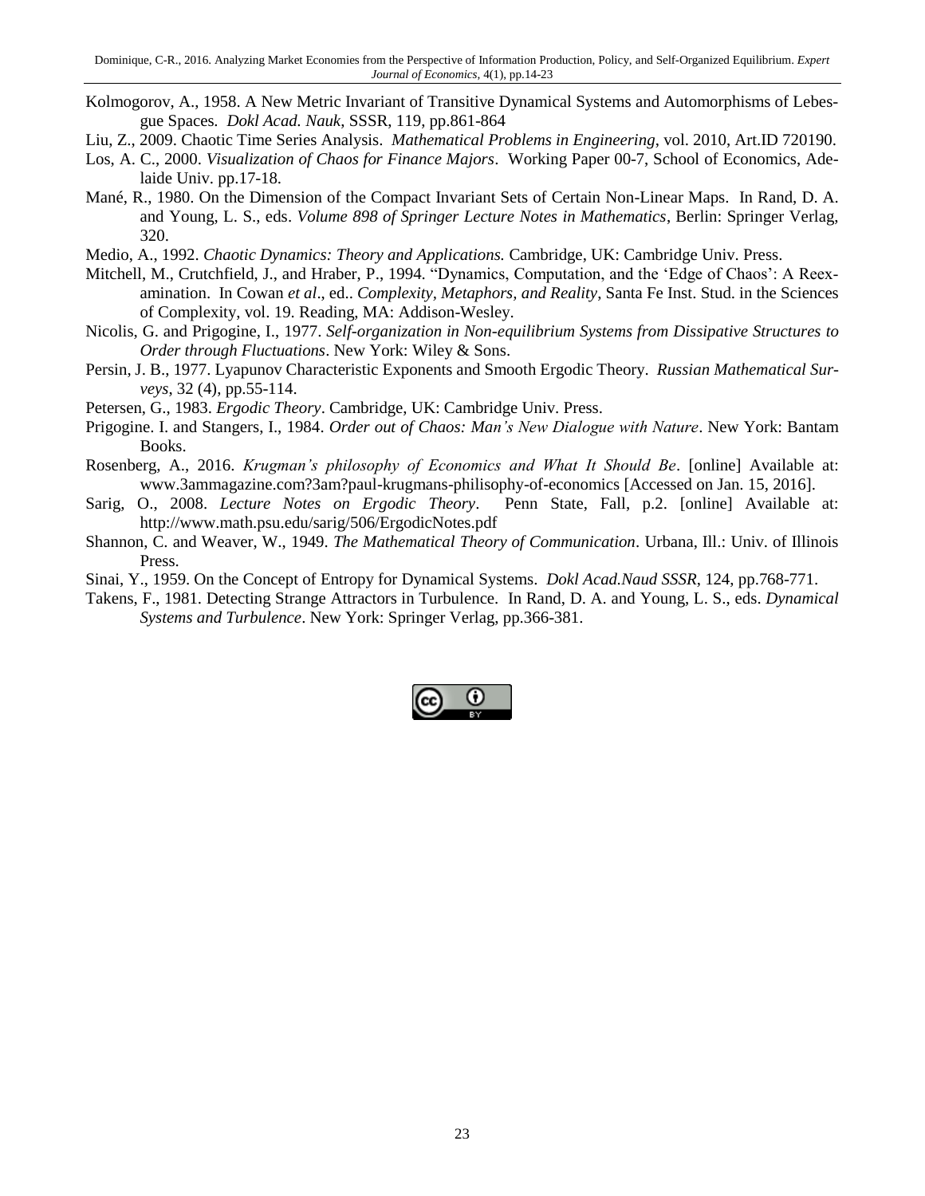Kolmogorov, A., 1958. A New Metric Invariant of Transitive Dynamical Systems and Automorphisms of Lebesgue Spaces. *Dokl Acad. Nauk*, SSSR, 119, pp.861-864

Liu, Z., 2009. Chaotic Time Series Analysis. *Mathematical Problems in Engineering*, vol. 2010, Art.ID 720190.

Los, A. C., 2000. *Visualization of Chaos for Finance Majors*. Working Paper 00-7, School of Economics, Adelaide Univ. pp.17-18.

Mané, R., 1980. On the Dimension of the Compact Invariant Sets of Certain Non-Linear Maps. In Rand, D. A. and Young, L. S., eds. *Volume 898 of Springer Lecture Notes in Mathematics*, Berlin: Springer Verlag, 320.

Medio, A., 1992. *Chaotic Dynamics: Theory and Applications.* Cambridge, UK: Cambridge Univ. Press.

Mitchell, M., Crutchfield, J., and Hraber, P., 1994. "Dynamics, Computation, and the 'Edge of Chaos': A Reexamination. In Cowan *et al*., ed.. *Complexity, Metaphors, and Reality*, Santa Fe Inst. Stud. in the Sciences of Complexity, vol. 19. Reading, MA: Addison-Wesley.

Nicolis, G. and Prigogine, I., 1977. *Self-organization in Non-equilibrium Systems from Dissipative Structures to Order through Fluctuations*. New York: Wiley & Sons.

Persin, J. B., 1977. Lyapunov Characteristic Exponents and Smooth Ergodic Theory. *Russian Mathematical Surveys*, 32 (4), pp.55-114.

Petersen, G., 1983. *Ergodic Theory*. Cambridge, UK: Cambridge Univ. Press.

Prigogine. I. and Stangers, I., 1984. *Order out of Chaos: Man's New Dialogue with Nature*. New York: Bantam Books.

Rosenberg, A., 2016. *Krugman's philosophy of Economics and What It Should Be*. [online] Available at: www.3ammagazine.com?3am?paul-krugmans-philisophy-of-economics [Accessed on Jan. 15, 2016].

Sarig, O., 2008. *Lecture Notes on Ergodic Theory*. Penn State, Fall, p.2. [online] Available at: http://www.math.psu.edu/sarig/506/ErgodicNotes.pdf

Shannon, C. and Weaver, W., 1949. *The Mathematical Theory of Communication*. Urbana, Ill.: Univ. of Illinois Press.

Sinai, Y., 1959. On the Concept of Entropy for Dynamical Systems. *Dokl Acad.Naud SSSR*, 124, pp.768-771.

Takens, F., 1981. Detecting Strange Attractors in Turbulence. In Rand, D. A. and Young, L. S., eds. *Dynamical Systems and Turbulence*. New York: Springer Verlag, pp.366-381.